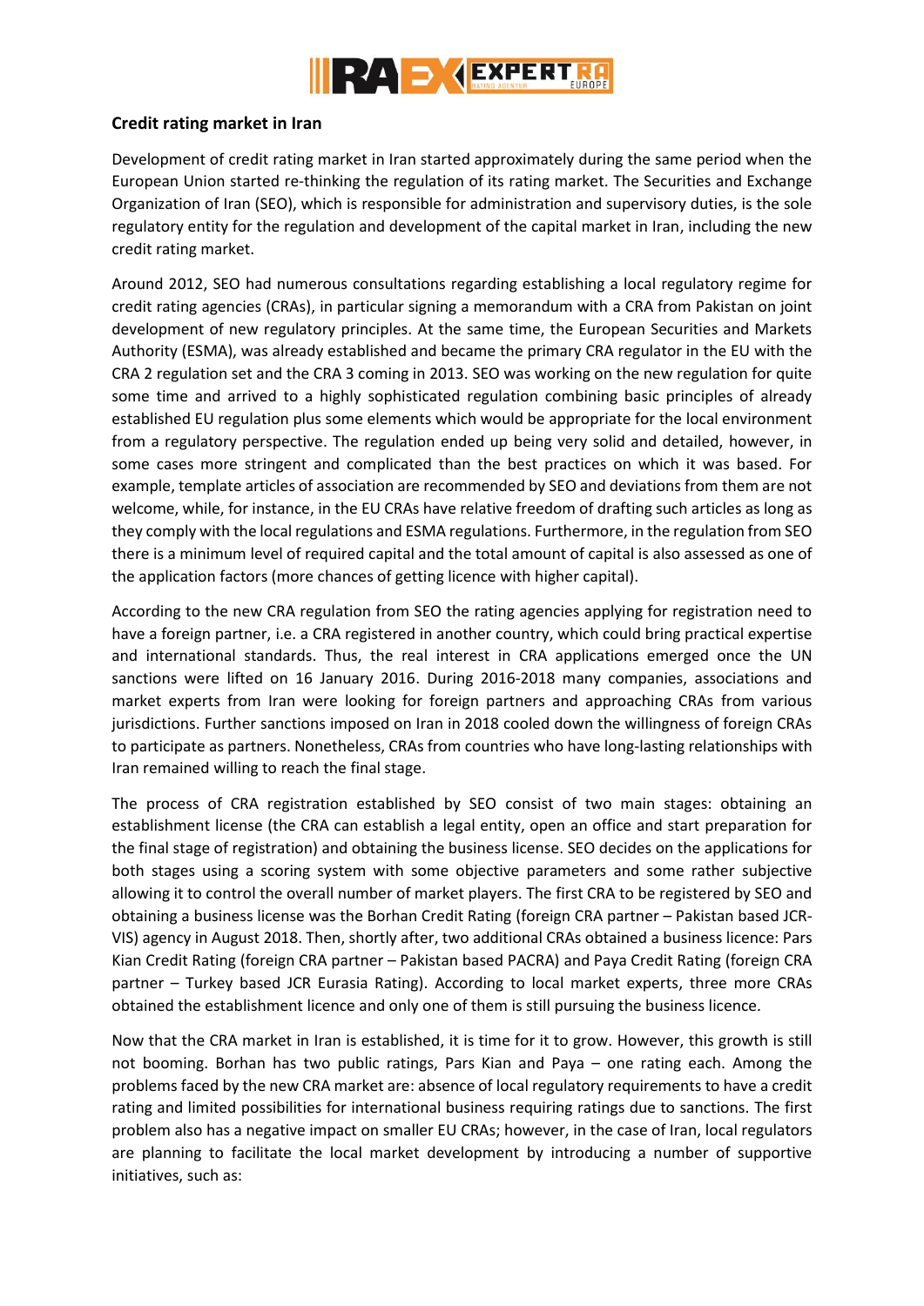## Credit rating market in Iran

Development of credit rating market in Iran started approximately during the same period when the European Union started re-thinking the regulation of its rating market. The Securities and Exchange Organization of Iran (SEO), which is responsible for administration and supervisory duties, is the sole regulatory entity for the regulation and development of the capital market in Iran, including the new credit rating market.

Around 2012, SEO had numerous consultations regarding establishing a local regulatory regime for credit rating agencies (CRAs), in particular signing a memorandum with a CRA from Pakistan on joint development of new regulatory principles. At the same time, the European Securities and Markets Authority (ESMA), was already established and became the primary CRA regulator in the EU with the CRA 2 regulation set and the CRA 3 coming in 2013. SEO was working on the new regulation for quite some time and arrived to a highly sophisticated regulation combining basic principles of already established EU regulation plus some elements which would be appropriate for the local environment from a regulatory perspective. The regulation ended up being very solid and detailed, however, in some cases more stringent and complicated than the best practices on which it was based. For example, template articles of association are recommended by SEO and deviations from them are not welcome, while, for instance, in the EU CRAs have relative freedom of drafting such articles as long as they comply with the local regulations and ESMA regulations. Furthermore, in the regulation from SEO there is a minimum level of required capital and the total amount of capital is also assessed as one of the application factors (more chances of getting licence with higher capital).

According to the new CRA regulation from SEO the rating agencies applying for registration need to have a foreign partner, i.e. a CRA registered in another country, which could bring practical expertise and international standards. Thus, the real interest in CRA applications emerged once the UN sanctions were lifted on 16 January 2016. During 2016-2018 many companies, associations and market experts from Iran were looking for foreign partners and approaching CRAs from various jurisdictions. Further sanctions imposed on Iran in 2018 cooled down the willingness of foreign CRAs to participate as partners. Nonetheless, CRAs from countries who have long-lasting relationships with Iran remained willing to reach the final stage.

The process of CRA registration established by SEO consist of two main stages: obtaining an establishment license (the CRA can establish a legal entity, open an office and start preparation for the final stage of registration) and obtaining the business license. SEO decides on the applications for both stages using a scoring system with some objective parameters and some rather subjective allowing it to control the overall number of market players. The first CRA to be registered by SEO and obtaining a business license was the Borhan Credit Rating (foreign CRA partner – Pakistan based JCR-VIS) agency in August 2018. Then, shortly after, two additional CRAs obtained a business licence: Pars Kian Credit Rating (foreign CRA partner – Pakistan based PACRA) and Paya Credit Rating (foreign CRA partner – Turkey based JCR Eurasia Rating). According to local market experts, three more CRAs obtained the establishment licence and only one of them is still pursuing the business licence.

Now that the CRA market in Iran is established, it is time for it to grow. However, this growth is still not booming. Borhan has two public ratings, Pars Kian and Paya – one rating each. Among the problems faced by the new CRA market are: absence of local regulatory requirements to have a credit rating and limited possibilities for international business requiring ratings due to sanctions. The first problem also has a negative impact on smaller EU CRAs; however, in the case of Iran, local regulators are planning to facilitate the local market development by introducing a number of supportive initiatives, such as: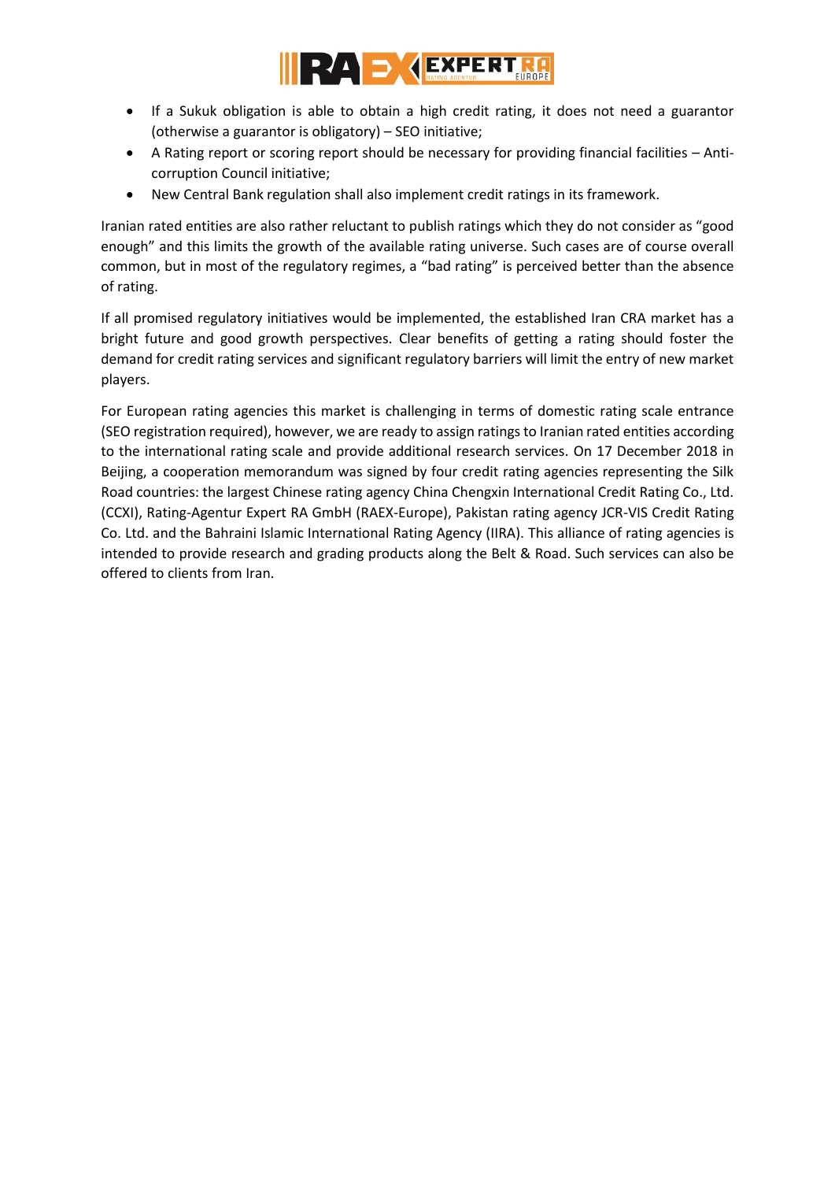- If a Sukuk obligation is able to obtain a high credit rating, it does not need a guarantor (otherwise a guarantor is obligatory) – SEO initiative;
- A Rating report or scoring report should be necessary for providing financial facilities – Anti-corruption Council initiative;
- New Central Bank regulation shall also implement credit ratings in its framework.

Iranian rated entities are also rather reluctant to publish ratings which they do not consider as "good enough" and this limits the growth of the available rating universe. Such cases are of course overall common, but in most of the regulatory regimes, a "bad rating" is perceived better than the absence of rating.

If all promised regulatory initiatives would be implemented, the established Iran CRA market has a bright future and good growth perspectives. Clear benefits of getting a rating should foster the demand for credit rating services and significant regulatory barriers will limit the entry of new market players.

For European rating agencies this market is challenging in terms of domestic rating scale entrance (SEO registration required), however, we are ready to assign ratings to Iranian rated entities according to the international rating scale and provide additional research services. On 17 December 2018 in Beijing, a cooperation memorandum was signed by four credit rating agencies representing the Silk Road countries: the largest Chinese rating agency China Chengxin International Credit Rating Co., Ltd. (CCXI), Rating-Agentur Expert RA GmbH (RAEX-Europe), Pakistan rating agency JCR-VIS Credit Rating Co. Ltd. and the Bahraini Islamic International Rating Agency (IIRA). This alliance of rating agencies is intended to provide research and grading products along the Belt & Road. Such services can also be offered to clients from Iran.